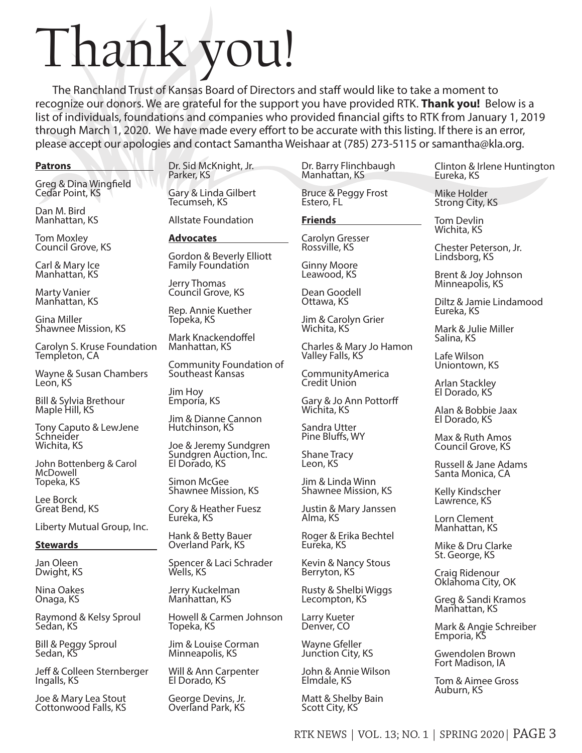# Thank you!

The Ranchland Trust of Kansas Board of Directors and staff would like to take a moment to recognize our donors. We are grateful for the support you have provided RTK. **Thank you!** Below is a list of individuals, foundations and companies who provided financial gifts to RTK from January 1, 2019 through March 1, 2020. We have made every effort to be accurate with this listing. If there is an error, please accept our apologies and contact Samantha Weishaar at (785) 273-5115 or samantha@kla.org.

## Patrons

Greg & Dina Wingfield
Cedar Point, KS

Dan M. Bird
Manhattan, KS

Tom Moxley
Council Grove, KS

Carl & Mary Ice
Manhattan, KS

Marty Vanier
Manhattan, KS

Gina Miller
Shawnee Mission, KS

Carolyn S. Kruse Foundation
Templeton, CA

Wayne & Susan Chambers
Leon, KS

Bill & Sylvia Brethour
Maple Hill, KS

Tony Caputo & LewJene Schneider
Wichita, KS

John Bottenberg & Carol McDowell
Topeka, KS

Lee Borck
Great Bend, KS

Liberty Mutual Group, Inc.

## Stewards

Jan Oleen
Dwight, KS

Nina Oakes
Onaga, KS

Raymond & Kelsy Sproul
Sedan, KS

Bill & Peggy Sproul
Sedan, KS

Jeff & Colleen Sternberger
Ingalls, KS

Joe & Mary Lea Stout
Cottonwood Falls, KS

Dr. Sid McKnight, Jr.
Parker, KS

Gary & Linda Gilbert
Tecumseh, KS

Allstate Foundation

## Advocates

Gordon & Beverly Elliott Family Foundation

Jerry Thomas
Council Grove, KS

Rep. Annie Kuether
Topeka, KS

Mark Knackendoffel
Manhattan, KS

Community Foundation of Southeast Kansas

Jim Hoy
Emporia, KS

Jim & Dianne Cannon
Hutchinson, KS

Joe & Jeremy Sundgren
Sundgren Auction, Inc.
El Dorado, KS

Simon McGee
Shawnee Mission, KS

Cory & Heather Fuesz
Eureka, KS

Hank & Betty Bauer
Overland Park, KS

Spencer & Laci Schrader
Wells, KS

Jerry Kuckelman
Manhattan, KS

Howell & Carmen Johnson
Topeka, KS

Jim & Louise Corman
Minneapolis, KS

Will & Ann Carpenter
El Dorado, KS

George Devins, Jr.
Overland Park, KS

Dr. Barry Flinchbaugh
Manhattan, KS

Bruce & Peggy Frost
Estero, FL

## Friends

Carolyn Gresser
Rossville, KS

Ginny Moore
Leawood, KS

Dean Goodell
Ottawa, KS

Jim & Carolyn Grier
Wichita, KS

Charles & Mary Jo Hamon
Valley Falls, KS

CommunityAmerica Credit Union

Gary & Jo Ann Pottorff
Wichita, KS

Sandra Utter
Pine Bluffs, WY

Shane Tracy
Leon, KS

Jim & Linda Winn
Shawnee Mission, KS

Justin & Mary Janssen
Alma, KS

Roger & Erika Bechtel
Eureka, KS

Kevin & Nancy Stous
Berryton, KS

Rusty & Shelbi Wiggs
Lecompton, KS

Larry Kueter
Denver, CO

Wayne Gfeller
Junction City, KS

John & Annie Wilson
Elmdale, KS

Matt & Shelby Bain
Scott City, KS

Clinton & Irlene Huntington
Eureka, KS

Mike Holder
Strong City, KS

Tom Devlin
Wichita, KS

Chester Peterson, Jr.
Lindsborg, KS

Brent & Joy Johnson
Minneapolis, KS

Diltz & Jamie Lindamood
Eureka, KS

Mark & Julie Miller
Salina, KS

Lafe Wilson
Uniontown, KS

Arlan Stackley
El Dorado, KS

Alan & Bobbie Jaax
El Dorado, KS

Max & Ruth Amos
Council Grove, KS

Russell & Jane Adams
Santa Monica, CA

Kelly Kindscher
Lawrence, KS

Lorn Clement
Manhattan, KS

Mike & Dru Clarke
St. George, KS

Craig Ridenour
Oklahoma City, OK

Greg & Sandi Kramos
Manhattan, KS

Mark & Angie Schreiber
Emporia, KS

Gwendolen Brown
Fort Madison, IA

Tom & Aimee Gross
Auburn, KS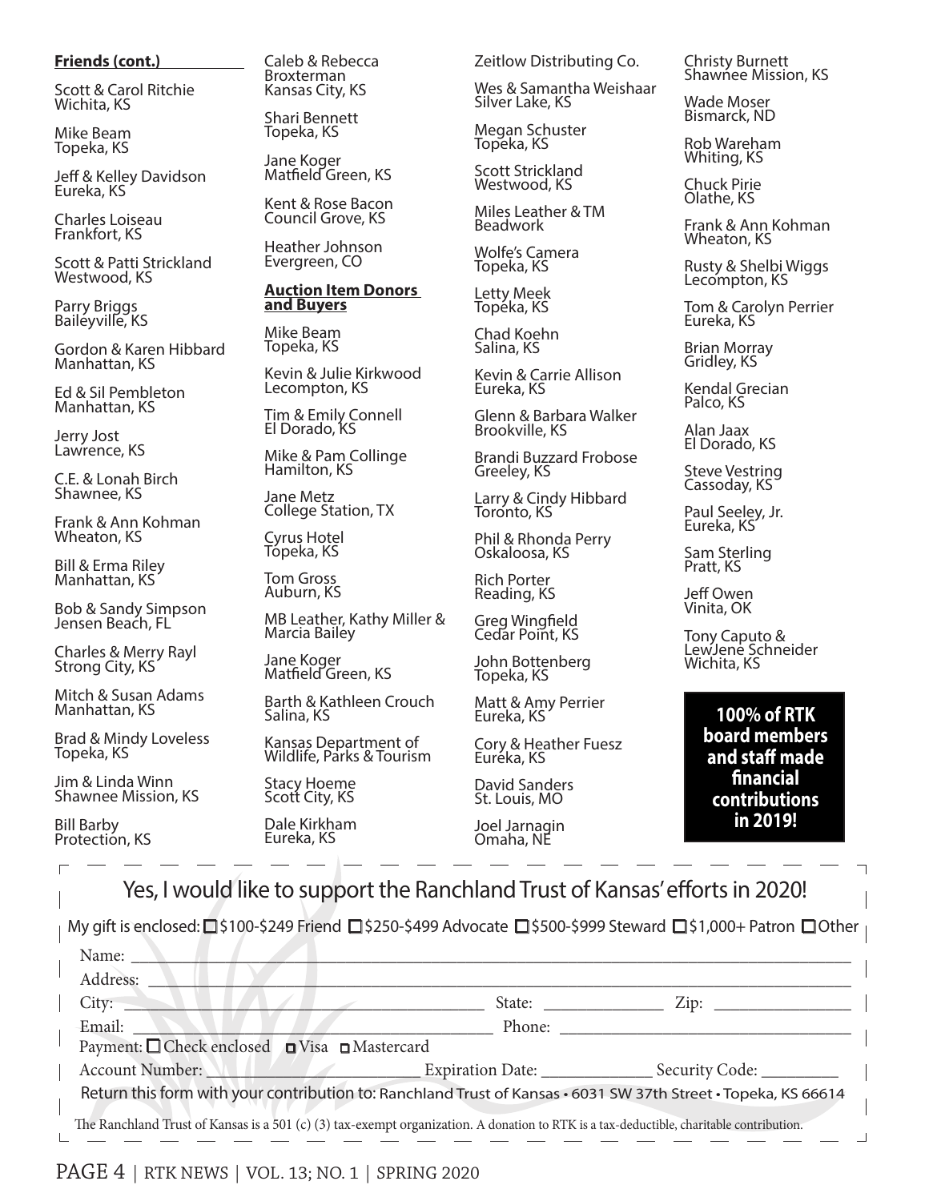**Friends (cont.)**

Scott & Carol Ritchie
Wichita, KS

Mike Beam
Topeka, KS

Jeff & Kelley Davidson
Eureka, KS

Charles Loiseau
Frankfort, KS

Scott & Patti Strickland
Westwood, KS

Parry Briggs
Baileyville, KS

Gordon & Karen Hibbard
Manhattan, KS

Ed & Sil Pembleton
Manhattan, KS

Jerry Jost
Lawrence, KS

C.E. & Lonah Birch
Shawnee, KS

Frank & Ann Kohman
Wheaton, KS

Bill & Erma Riley
Manhattan, KS

Bob & Sandy Simpson
Jensen Beach, FL

Charles & Merry Rayl
Strong City, KS

Mitch & Susan Adams
Manhattan, KS

Brad & Mindy Loveless
Topeka, KS

Jim & Linda Winn
Shawnee Mission, KS

Bill Barby
Protection, KS

Caleb & Rebecca Broxterman
Kansas City, KS

Shari Bennett
Topeka, KS

Jane Koger
Matfield Green, KS

Kent & Rose Bacon
Council Grove, KS

Heather Johnson
Evergreen, CO

**Auction Item Donors and Buyers**

Mike Beam
Topeka, KS

Kevin & Julie Kirkwood
Lecompton, KS

Tim & Emily Connell
El Dorado, KS

Mike & Pam Collinge
Hamilton, KS

Jane Metz
College Station, TX

Cyrus Hotel
Topeka, KS

Tom Gross
Auburn, KS

MB Leather, Kathy Miller & Marcia Bailey

Jane Koger
Matfield Green, KS

Barth & Kathleen Crouch
Salina, KS

Kansas Department of Wildlife, Parks & Tourism

Stacy Hoeme
Scott City, KS

Dale Kirkham
Eureka, KS

Zeitlow Distributing Co.

Wes & Samantha Weishaar
Silver Lake, KS

Megan Schuster
Topeka, KS

Scott Strickland
Westwood, KS

Miles Leather & TM Beadwork

Wolfe's Camera
Topeka, KS

Letty Meek
Topeka, KS

Chad Koehn
Salina, KS

Kevin & Carrie Allison
Eureka, KS

Glenn & Barbara Walker
Brookville, KS

Brandi Buzzard Frobose
Greeley, KS

Larry & Cindy Hibbard
Toronto, KS

Phil & Rhonda Perry
Oskaloosa, KS

Rich Porter
Reading, KS

Greg Wingfield
Cedar Point, KS

John Bottenberg
Topeka, KS

Matt & Amy Perrier
Eureka, KS

Cory & Heather Fuesz
Eureka, KS

David Sanders
St. Louis, MO

Joel Jarnagin
Omaha, NE

Christy Burnett
Shawnee Mission, KS

Wade Moser
Bismarck, ND

Rob Wareham
Whiting, KS

Chuck Pirie
Olathe, KS

Frank & Ann Kohman
Wheaton, KS

Rusty & Shelbi Wiggs
Lecompton, KS

Tom & Carolyn Perrier
Eureka, KS

Brian Morray
Gridley, KS

Kendal Grecian
Palco, KS

Alan Jaax
El Dorado, KS

Steve Vestring
Cassoday, KS

Paul Seeley, Jr.
Eureka, KS

Sam Sterling
Pratt, KS

Jeff Owen
Vinita, OK

Tony Caputo & LewJene Schneider
Wichita, KS

**100% of RTK board members and staff made financial contributions in 2019!**

## Yes, I would like to support the Ranchland Trust of Kansas' efforts in 2020!

My gift is enclosed: ☐ $100-$249 Friend ☐ $250-$499 Advocate ☐ $500-$999 Steward ☐ $1,000+ Patron ☐ Other

Name: ____________________

Address: ____________________

City: ____________________ State: __________ Zip: __________

Email: ____________________ Phone: ____________________

Payment: ☐ Check enclosed ☐ Visa ☐ Mastercard

Account Number: ____________________ Expiration Date: __________ Security Code: __________

Return this form with your contribution to: Ranchland Trust of Kansas • 6031 SW 37th Street • Topeka, KS 66614

The Ranchland Trust of Kansas is a 501 (c) (3) tax-exempt organization. A donation to RTK is a tax-deductible, charitable contribution.